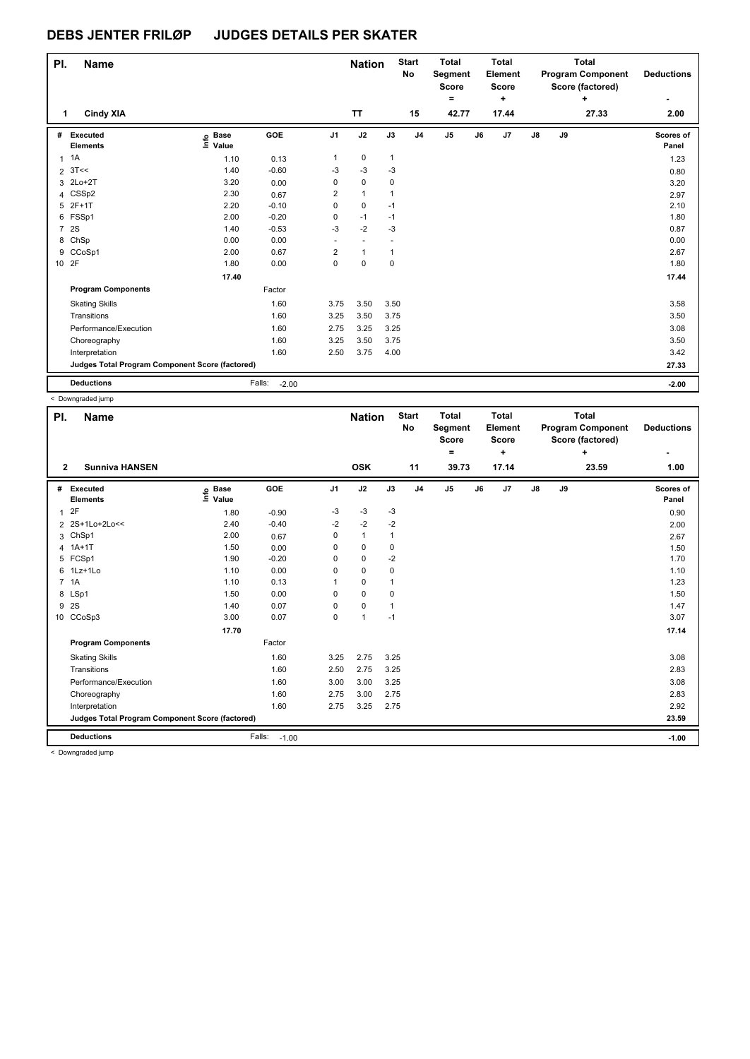# DEBS JENTER FRILØP JUDGES DETAILS PER SKATER

| Pl. | Name | Nation | Start No | Total Segment Score = | Total Element Score + | Total Program Component Score (factored) + | Deductions - |
|---|---|---|---|---|---|---|---|
| 1 | Cindy XIA | TT | 15 | 42.77 | 17.44 | 27.33 | 2.00 |

| # | Executed Elements | Info | Base Value | GOE | J1 | J2 | J3 | J4 | J5 | J6 | J7 | J8 | J9 | Scores of Panel |
|---|---|---|---|---|---|---|---|---|---|---|---|---|---|---|
| 1 | 1A | | 1.10 | 0.13 | 1 | 0 | 1 | | | | | | | 1.23 |
| 2 | 3T<< | | 1.40 | -0.60 | -3 | -3 | -3 | | | | | | | 0.80 |
| 3 | 2Lo+2T | | 3.20 | 0.00 | 0 | 0 | 0 | | | | | | | 3.20 |
| 4 | CSSp2 | | 2.30 | 0.67 | 2 | 1 | 1 | | | | | | | 2.97 |
| 5 | 2F+1T | | 2.20 | -0.10 | 0 | 0 | -1 | | | | | | | 2.10 |
| 6 | FSSp1 | | 2.00 | -0.20 | 0 | -1 | -1 | | | | | | | 1.80 |
| 7 | 2S | | 1.40 | -0.53 | -3 | -2 | -3 | | | | | | | 0.87 |
| 8 | ChSp | | 0.00 | 0.00 | - | - | - | | | | | | | 0.00 |
| 9 | CCoSp1 | | 2.00 | 0.67 | 2 | 1 | 1 | | | | | | | 2.67 |
| 10 | 2F | | 1.80 | 0.00 | 0 | 0 | 0 | | | | | | | 1.80 |
| | | | 17.40 | | | | | | | | | | | 17.44 |
| | **Program Components** | | | Factor | | | | | | | | | | |
| | Skating Skills | | | 1.60 | 3.75 | 3.50 | 3.50 | | | | | | | 3.58 |
| | Transitions | | | 1.60 | 3.25 | 3.50 | 3.75 | | | | | | | 3.50 |
| | Performance/Execution | | | 1.60 | 2.75 | 3.25 | 3.25 | | | | | | | 3.08 |
| | Choreography | | | 1.60 | 3.25 | 3.50 | 3.75 | | | | | | | 3.50 |
| | Interpretation | | | 1.60 | 2.50 | 3.75 | 4.00 | | | | | | | 3.42 |
| | **Judges Total Program Component Score (factored)** | | | | | | | | | | | | | 27.33 |
| | **Deductions** | | | Falls: -2.00 | | | | | | | | | | -2.00 |

< Downgraded jump

| Pl. | Name | Nation | Start No | Total Segment Score = | Total Element Score + | Total Program Component Score (factored) + | Deductions - |
|---|---|---|---|---|---|---|---|
| 2 | Sunniva HANSEN | OSK | 11 | 39.73 | 17.14 | 23.59 | 1.00 |

| # | Executed Elements | Info | Base Value | GOE | J1 | J2 | J3 | J4 | J5 | J6 | J7 | J8 | J9 | Scores of Panel |
|---|---|---|---|---|---|---|---|---|---|---|---|---|---|---|
| 1 | 2F | | 1.80 | -0.90 | -3 | -3 | -3 | | | | | | | 0.90 |
| 2 | 2S+1Lo+2Lo<< | | 2.40 | -0.40 | -2 | -2 | -2 | | | | | | | 2.00 |
| 3 | ChSp1 | | 2.00 | 0.67 | 0 | 1 | 1 | | | | | | | 2.67 |
| 4 | 1A+1T | | 1.50 | 0.00 | 0 | 0 | 0 | | | | | | | 1.50 |
| 5 | FCSp1 | | 1.90 | -0.20 | 0 | 0 | -2 | | | | | | | 1.70 |
| 6 | 1Lz+1Lo | | 1.10 | 0.00 | 0 | 0 | 0 | | | | | | | 1.10 |
| 7 | 1A | | 1.10 | 0.13 | 1 | 0 | 1 | | | | | | | 1.23 |
| 8 | LSp1 | | 1.50 | 0.00 | 0 | 0 | 0 | | | | | | | 1.50 |
| 9 | 2S | | 1.40 | 0.07 | 0 | 0 | 1 | | | | | | | 1.47 |
| 10 | CCoSp3 | | 3.00 | 0.07 | 0 | 1 | -1 | | | | | | | 3.07 |
| | | | 17.70 | | | | | | | | | | | 17.14 |
| | **Program Components** | | | Factor | | | | | | | | | | |
| | Skating Skills | | | 1.60 | 3.25 | 2.75 | 3.25 | | | | | | | 3.08 |
| | Transitions | | | 1.60 | 2.50 | 2.75 | 3.25 | | | | | | | 2.83 |
| | Performance/Execution | | | 1.60 | 3.00 | 3.00 | 3.25 | | | | | | | 3.08 |
| | Choreography | | | 1.60 | 2.75 | 3.00 | 2.75 | | | | | | | 2.83 |
| | Interpretation | | | 1.60 | 2.75 | 3.25 | 2.75 | | | | | | | 2.92 |
| | **Judges Total Program Component Score (factored)** | | | | | | | | | | | | | 23.59 |
| | **Deductions** | | | Falls: -1.00 | | | | | | | | | | -1.00 |

< Downgraded jump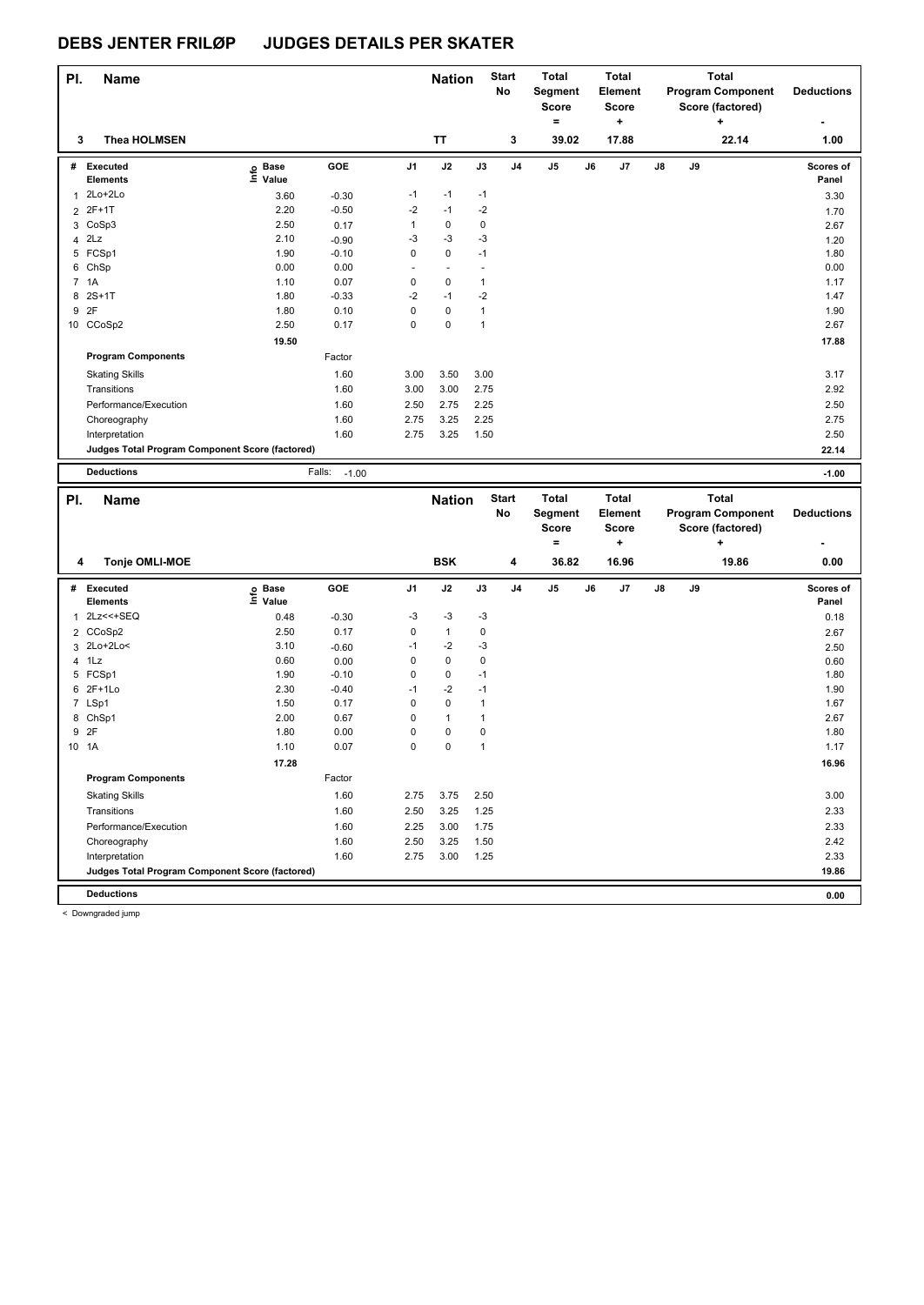# DEBS JENTER FRILØP JUDGES DETAILS PER SKATER

| Pl. | Name | Nation | Start No | Total Segment Score = | Total Element Score + | Total Program Component Score (factored) + | Deductions - |
|---|---|---|---|---|---|---|---|
| 3 | Thea HOLMSEN | TT | 3 | 39.02 | 17.88 | 22.14 | 1.00 |

| # | Executed Elements | Info | Base Value | GOE | J1 | J2 | J3 | J4 | J5 | J6 | J7 | J8 | J9 | Scores of Panel |
|---|---|---|---|---|---|---|---|---|---|---|---|---|---|---|
| 1 | 2Lo+2Lo | | 3.60 | -0.30 | -1 | -1 | -1 | | | | | | | 3.30 |
| 2 | 2F+1T | | 2.20 | -0.50 | -2 | -1 | -2 | | | | | | | 1.70 |
| 3 | CoSp3 | | 2.50 | 0.17 | 1 | 0 | 0 | | | | | | | 2.67 |
| 4 | 2Lz | | 2.10 | -0.90 | -3 | -3 | -3 | | | | | | | 1.20 |
| 5 | FCSp1 | | 1.90 | -0.10 | 0 | 0 | -1 | | | | | | | 1.80 |
| 6 | ChSp | | 0.00 | 0.00 | - | - | - | | | | | | | 0.00 |
| 7 | 1A | | 1.10 | 0.07 | 0 | 0 | 1 | | | | | | | 1.17 |
| 8 | 2S+1T | | 1.80 | -0.33 | -2 | -1 | -2 | | | | | | | 1.47 |
| 9 | 2F | | 1.80 | 0.10 | 0 | 0 | 1 | | | | | | | 1.90 |
| 10 | CCoSp2 | | 2.50 | 0.17 | 0 | 0 | 1 | | | | | | | 2.67 |
| | | | 19.50 | | | | | | | | | | | 17.88 |
| | **Program Components** | | | Factor | | | | | | | | | | |
| | Skating Skills | | | 1.60 | 3.00 | 3.50 | 3.00 | | | | | | | 3.17 |
| | Transitions | | | 1.60 | 3.00 | 3.00 | 2.75 | | | | | | | 2.92 |
| | Performance/Execution | | | 1.60 | 2.50 | 2.75 | 2.25 | | | | | | | 2.50 |
| | Choreography | | | 1.60 | 2.75 | 3.25 | 2.25 | | | | | | | 2.75 |
| | Interpretation | | | 1.60 | 2.75 | 3.25 | 1.50 | | | | | | | 2.50 |
| | **Judges Total Program Component Score (factored)** | | | | | | | | | | | | | 22.14 |
| | **Deductions** | | | Falls: -1.00 | | | | | | | | | | -1.00 |

| Pl. | Name | Nation | Start No | Total Segment Score = | Total Element Score + | Total Program Component Score (factored) + | Deductions - |
|---|---|---|---|---|---|---|---|
| 4 | Tonje OMLI-MOE | BSK | 4 | 36.82 | 16.96 | 19.86 | 0.00 |

| # | Executed Elements | Info | Base Value | GOE | J1 | J2 | J3 | J4 | J5 | J6 | J7 | J8 | J9 | Scores of Panel |
|---|---|---|---|---|---|---|---|---|---|---|---|---|---|---|
| 1 | 2Lz<<+SEQ | | 0.48 | -0.30 | -3 | -3 | -3 | | | | | | | 0.18 |
| 2 | CCoSp2 | | 2.50 | 0.17 | 0 | 1 | 0 | | | | | | | 2.67 |
| 3 | 2Lo+2Lo< | | 3.10 | -0.60 | -1 | -2 | -3 | | | | | | | 2.50 |
| 4 | 1Lz | | 0.60 | 0.00 | 0 | 0 | 0 | | | | | | | 0.60 |
| 5 | FCSp1 | | 1.90 | -0.10 | 0 | 0 | -1 | | | | | | | 1.80 |
| 6 | 2F+1Lo | | 2.30 | -0.40 | -1 | -2 | -1 | | | | | | | 1.90 |
| 7 | LSp1 | | 1.50 | 0.17 | 0 | 0 | 1 | | | | | | | 1.67 |
| 8 | ChSp1 | | 2.00 | 0.67 | 0 | 1 | 1 | | | | | | | 2.67 |
| 9 | 2F | | 1.80 | 0.00 | 0 | 0 | 0 | | | | | | | 1.80 |
| 10 | 1A | | 1.10 | 0.07 | 0 | 0 | 1 | | | | | | | 1.17 |
| | | | 17.28 | | | | | | | | | | | 16.96 |
| | **Program Components** | | | Factor | | | | | | | | | | |
| | Skating Skills | | | 1.60 | 2.75 | 3.75 | 2.50 | | | | | | | 3.00 |
| | Transitions | | | 1.60 | 2.50 | 3.25 | 1.25 | | | | | | | 2.33 |
| | Performance/Execution | | | 1.60 | 2.25 | 3.00 | 1.75 | | | | | | | 2.33 |
| | Choreography | | | 1.60 | 2.50 | 3.25 | 1.50 | | | | | | | 2.42 |
| | Interpretation | | | 1.60 | 2.75 | 3.00 | 1.25 | | | | | | | 2.33 |
| | **Judges Total Program Component Score (factored)** | | | | | | | | | | | | | 19.86 |
| | **Deductions** | | | | | | | | | | | | | 0.00 |

< Downgraded jump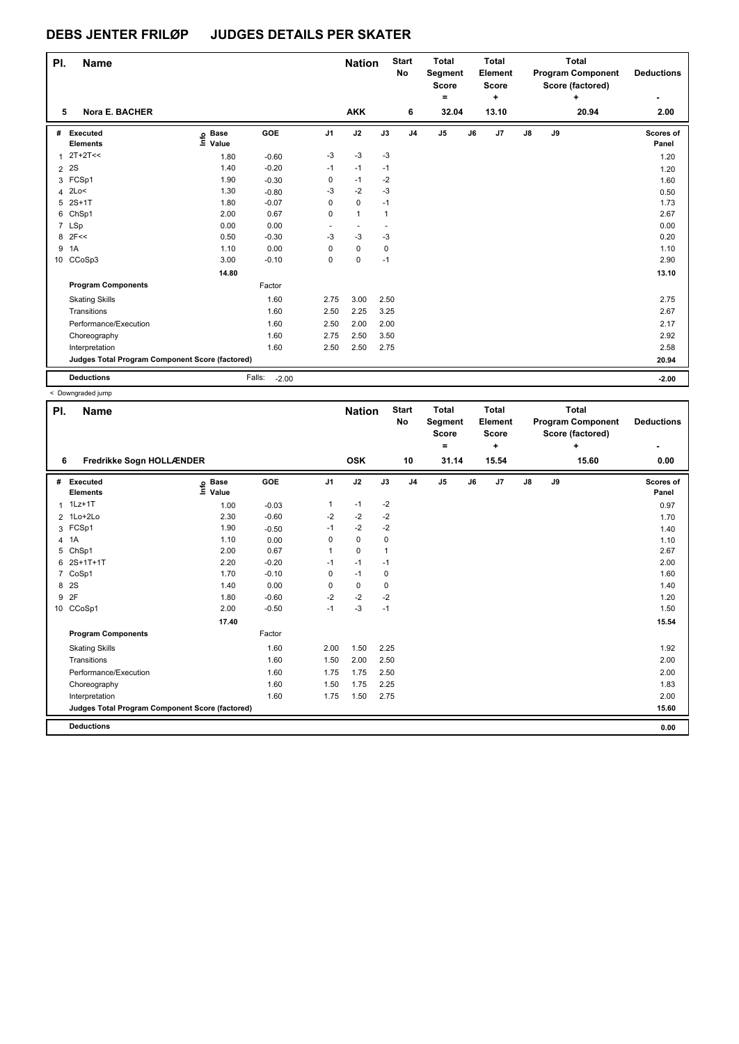# DEBS JENTER FRILØP JUDGES DETAILS PER SKATER

| Pl. | Name | | | | Nation | | Start No | Total Segment Score = | | Total Element Score + | | Total Program Component Score (factored) + | | Deductions - |
|---|---|---|---|---|---|---|---|---|---|---|---|---|---|---|
| 5 | Nora E. BACHER | | | | AKK | | 6 | 32.04 | | 13.10 | | 20.94 | | 2.00 |

| # | Executed Elements | Info | Base Value | GOE | J1 | J2 | J3 | J4 | J5 | J6 | J7 | J8 | J9 | Scores of Panel |
|---|---|---|---|---|---|---|---|---|---|---|---|---|---|---|
| 1 | 2T+2T<< | | 1.80 | -0.60 | -3 | -3 | -3 | | | | | | | 1.20 |
| 2 | 2S | | 1.40 | -0.20 | -1 | -1 | -1 | | | | | | | 1.20 |
| 3 | FCSp1 | | 1.90 | -0.30 | 0 | -1 | -2 | | | | | | | 1.60 |
| 4 | 2Lo< | | 1.30 | -0.80 | -3 | -2 | -3 | | | | | | | 0.50 |
| 5 | 2S+1T | | 1.80 | -0.07 | 0 | 0 | -1 | | | | | | | 1.73 |
| 6 | ChSp1 | | 2.00 | 0.67 | 0 | 1 | 1 | | | | | | | 2.67 |
| 7 | LSp | | 0.00 | 0.00 | - | - | - | | | | | | | 0.00 |
| 8 | 2F<< | | 0.50 | -0.30 | -3 | -3 | -3 | | | | | | | 0.20 |
| 9 | 1A | | 1.10 | 0.00 | 0 | 0 | 0 | | | | | | | 1.10 |
| 10 | CCoSp3 | | 3.00 | -0.10 | 0 | 0 | -1 | | | | | | | 2.90 |
| | | | 14.80 | | | | | | | | | | | 13.10 |
| | **Program Components** | | | Factor | | | | | | | | | | |
| | Skating Skills | | | 1.60 | 2.75 | 3.00 | 2.50 | | | | | | | 2.75 |
| | Transitions | | | 1.60 | 2.50 | 2.25 | 3.25 | | | | | | | 2.67 |
| | Performance/Execution | | | 1.60 | 2.50 | 2.00 | 2.00 | | | | | | | 2.17 |
| | Choreography | | | 1.60 | 2.75 | 2.50 | 3.50 | | | | | | | 2.92 |
| | Interpretation | | | 1.60 | 2.50 | 2.50 | 2.75 | | | | | | | 2.58 |
| | **Judges Total Program Component Score (factored)** | | | | | | | | | | | | | 20.94 |
| | **Deductions** | | | Falls: -2.00 | | | | | | | | | | -2.00 |

< Downgraded jump

| Pl. | Name | | | | Nation | | Start No | Total Segment Score = | | Total Element Score + | | Total Program Component Score (factored) + | | Deductions - |
|---|---|---|---|---|---|---|---|---|---|---|---|---|---|---|
| 6 | Fredrikke Sogn HOLLÆNDER | | | | OSK | | 10 | 31.14 | | 15.54 | | 15.60 | | 0.00 |

| # | Executed Elements | Info | Base Value | GOE | J1 | J2 | J3 | J4 | J5 | J6 | J7 | J8 | J9 | Scores of Panel |
|---|---|---|---|---|---|---|---|---|---|---|---|---|---|---|
| 1 | 1Lz+1T | | 1.00 | -0.03 | 1 | -1 | -2 | | | | | | | 0.97 |
| 2 | 1Lo+2Lo | | 2.30 | -0.60 | -2 | -2 | -2 | | | | | | | 1.70 |
| 3 | FCSp1 | | 1.90 | -0.50 | -1 | -2 | -2 | | | | | | | 1.40 |
| 4 | 1A | | 1.10 | 0.00 | 0 | 0 | 0 | | | | | | | 1.10 |
| 5 | ChSp1 | | 2.00 | 0.67 | 1 | 0 | 1 | | | | | | | 2.67 |
| 6 | 2S+1T+1T | | 2.20 | -0.20 | -1 | -1 | -1 | | | | | | | 2.00 |
| 7 | CoSp1 | | 1.70 | -0.10 | 0 | -1 | 0 | | | | | | | 1.60 |
| 8 | 2S | | 1.40 | 0.00 | 0 | 0 | 0 | | | | | | | 1.40 |
| 9 | 2F | | 1.80 | -0.60 | -2 | -2 | -2 | | | | | | | 1.20 |
| 10 | CCoSp1 | | 2.00 | -0.50 | -1 | -3 | -1 | | | | | | | 1.50 |
| | | | 17.40 | | | | | | | | | | | 15.54 |
| | **Program Components** | | | Factor | | | | | | | | | | |
| | Skating Skills | | | 1.60 | 2.00 | 1.50 | 2.25 | | | | | | | 1.92 |
| | Transitions | | | 1.60 | 1.50 | 2.00 | 2.50 | | | | | | | 2.00 |
| | Performance/Execution | | | 1.60 | 1.75 | 1.75 | 2.50 | | | | | | | 2.00 |
| | Choreography | | | 1.60 | 1.50 | 1.75 | 2.25 | | | | | | | 1.83 |
| | Interpretation | | | 1.60 | 1.75 | 1.50 | 2.75 | | | | | | | 2.00 |
| | **Judges Total Program Component Score (factored)** | | | | | | | | | | | | | 15.60 |
| | **Deductions** | | | | | | | | | | | | | 0.00 |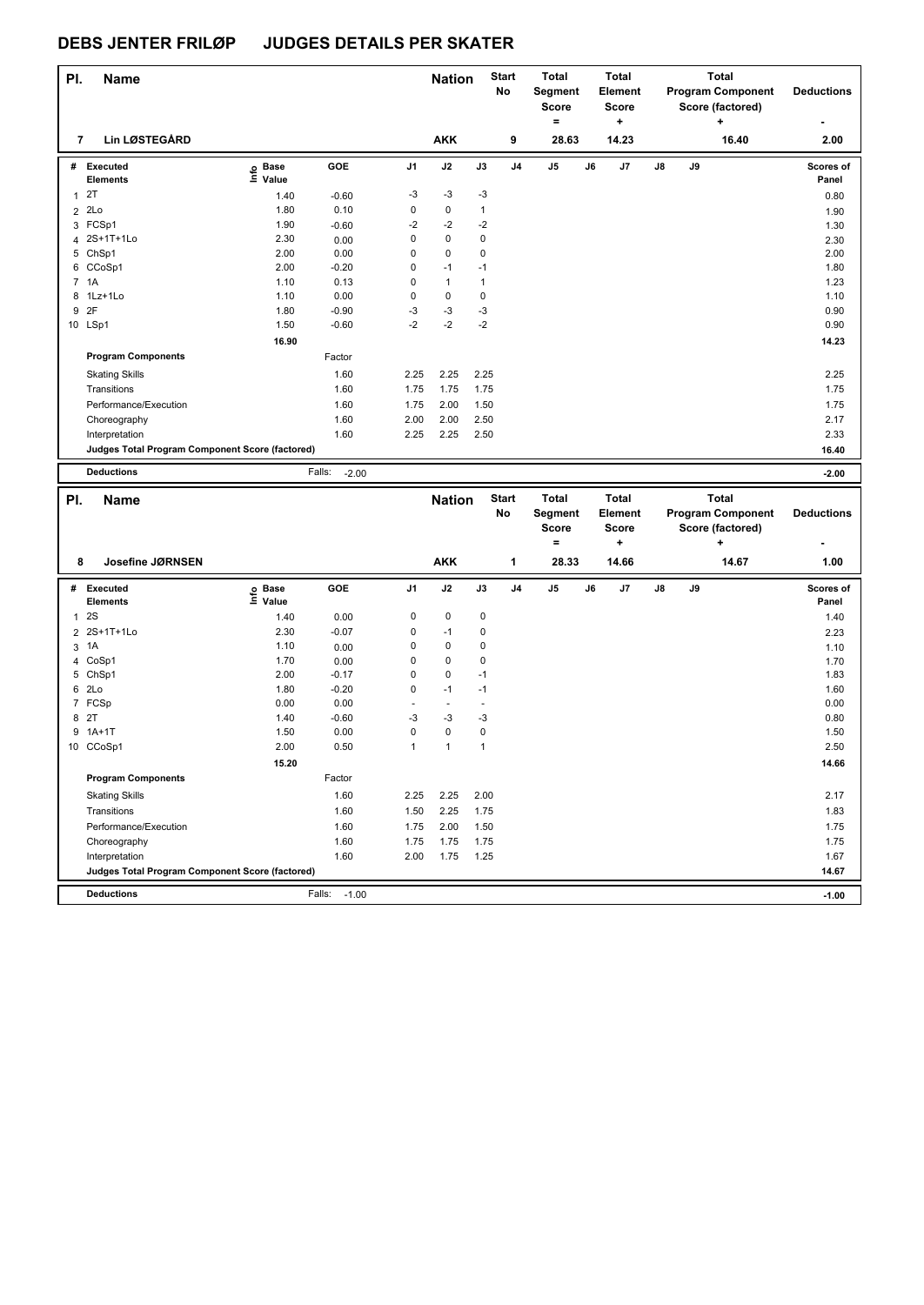# DEBS JENTER FRILØP JUDGES DETAILS PER SKATER

| Pl. | Name | Nation | Start No | Total Segment Score = | Total Element Score + | Total Program Component Score (factored) + | Deductions - |
|---|---|---|---|---|---|---|---|
| 7 | Lin LØSTEGÅRD | AKK | 9 | 28.63 | 14.23 | 16.40 | 2.00 |

| # | Executed Elements | Info | Base Value | GOE | J1 | J2 | J3 | J4 | J5 | J6 | J7 | J8 | J9 | Scores of Panel |
|---|---|---|---|---|---|---|---|---|---|---|---|---|---|---|
| 1 | 2T | | 1.40 | -0.60 | -3 | -3 | -3 | | | | | | | 0.80 |
| 2 | 2Lo | | 1.80 | 0.10 | 0 | 0 | 1 | | | | | | | 1.90 |
| 3 | FCSp1 | | 1.90 | -0.60 | -2 | -2 | -2 | | | | | | | 1.30 |
| 4 | 2S+1T+1Lo | | 2.30 | 0.00 | 0 | 0 | 0 | | | | | | | 2.30 |
| 5 | ChSp1 | | 2.00 | 0.00 | 0 | 0 | 0 | | | | | | | 2.00 |
| 6 | CCoSp1 | | 2.00 | -0.20 | 0 | -1 | -1 | | | | | | | 1.80 |
| 7 | 1A | | 1.10 | 0.13 | 0 | 1 | 1 | | | | | | | 1.23 |
| 8 | 1Lz+1Lo | | 1.10 | 0.00 | 0 | 0 | 0 | | | | | | | 1.10 |
| 9 | 2F | | 1.80 | -0.90 | -3 | -3 | -3 | | | | | | | 0.90 |
| 10 | LSp1 | | 1.50 | -0.60 | -2 | -2 | -2 | | | | | | | 0.90 |
| | | | 16.90 | | | | | | | | | | | 14.23 |

| Program Components | Factor | J1 | J2 | J3 | J4 | J5 | J6 | J7 | J8 | J9 | |
|---|---|---|---|---|---|---|---|---|---|---|---|
| Skating Skills | 1.60 | 2.25 | 2.25 | 2.25 | | | | | | | 2.25 |
| Transitions | 1.60 | 1.75 | 1.75 | 1.75 | | | | | | | 1.75 |
| Performance/Execution | 1.60 | 1.75 | 2.00 | 1.50 | | | | | | | 1.75 |
| Choreography | 1.60 | 2.00 | 2.00 | 2.50 | | | | | | | 2.17 |
| Interpretation | 1.60 | 2.25 | 2.25 | 2.50 | | | | | | | 2.33 |
| Judges Total Program Component Score (factored) | | | | | | | | | | | 16.40 |

| Deductions | Falls: -2.00 | -2.00 |
|---|---|---|

| Pl. | Name | Nation | Start No | Total Segment Score = | Total Element Score + | Total Program Component Score (factored) + | Deductions - |
|---|---|---|---|---|---|---|---|
| 8 | Josefine JØRNSEN | AKK | 1 | 28.33 | 14.66 | 14.67 | 1.00 |

| # | Executed Elements | Info | Base Value | GOE | J1 | J2 | J3 | J4 | J5 | J6 | J7 | J8 | J9 | Scores of Panel |
|---|---|---|---|---|---|---|---|---|---|---|---|---|---|---|
| 1 | 2S | | 1.40 | 0.00 | 0 | 0 | 0 | | | | | | | 1.40 |
| 2 | 2S+1T+1Lo | | 2.30 | -0.07 | 0 | -1 | 0 | | | | | | | 2.23 |
| 3 | 1A | | 1.10 | 0.00 | 0 | 0 | 0 | | | | | | | 1.10 |
| 4 | CoSp1 | | 1.70 | 0.00 | 0 | 0 | 0 | | | | | | | 1.70 |
| 5 | ChSp1 | | 2.00 | -0.17 | 0 | 0 | -1 | | | | | | | 1.83 |
| 6 | 2Lo | | 1.80 | -0.20 | 0 | -1 | -1 | | | | | | | 1.60 |
| 7 | FCSp | | 0.00 | 0.00 | - | - | - | | | | | | | 0.00 |
| 8 | 2T | | 1.40 | -0.60 | -3 | -3 | -3 | | | | | | | 0.80 |
| 9 | 1A+1T | | 1.50 | 0.00 | 0 | 0 | 0 | | | | | | | 1.50 |
| 10 | CCoSp1 | | 2.00 | 0.50 | 1 | 1 | 1 | | | | | | | 2.50 |
| | | | 15.20 | | | | | | | | | | | 14.66 |

| Program Components | Factor | J1 | J2 | J3 | J4 | J5 | J6 | J7 | J8 | J9 | |
|---|---|---|---|---|---|---|---|---|---|---|---|
| Skating Skills | 1.60 | 2.25 | 2.25 | 2.00 | | | | | | | 2.17 |
| Transitions | 1.60 | 1.50 | 2.25 | 1.75 | | | | | | | 1.83 |
| Performance/Execution | 1.60 | 1.75 | 2.00 | 1.50 | | | | | | | 1.75 |
| Choreography | 1.60 | 1.75 | 1.75 | 1.75 | | | | | | | 1.75 |
| Interpretation | 1.60 | 2.00 | 1.75 | 1.25 | | | | | | | 1.67 |
| Judges Total Program Component Score (factored) | | | | | | | | | | | 14.67 |

| Deductions | Falls: -1.00 | -1.00 |
|---|---|---|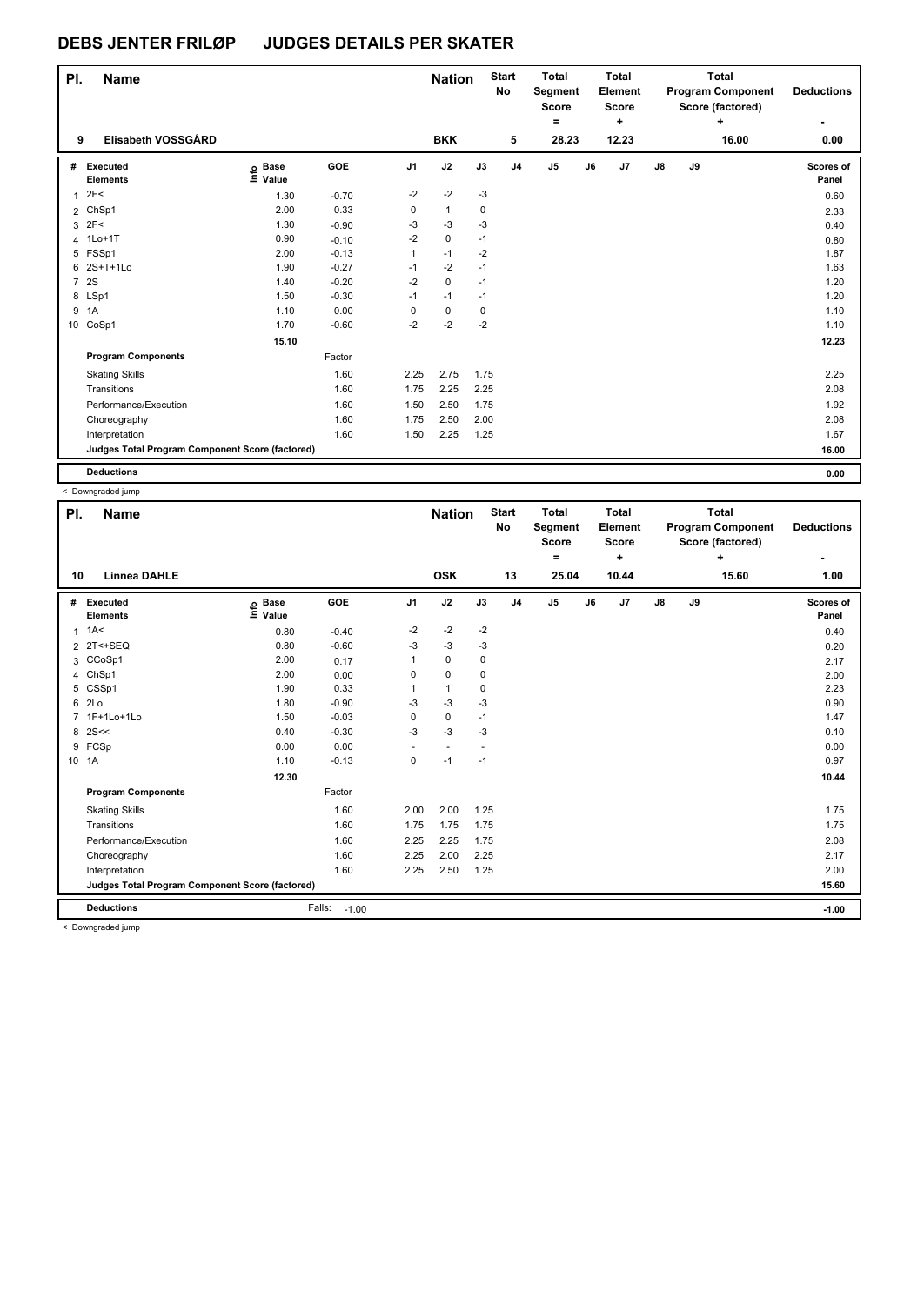# DEBS JENTER FRILØP JUDGES DETAILS PER SKATER

| Pl. | Name | Nation | Start No | Total Segment Score = | Total Element Score + | Total Program Component Score (factored) + | Deductions - |
|---|---|---|---|---|---|---|---|
| 9 | Elisabeth VOSSGÅRD | BKK | 5 | 28.23 | 12.23 | 16.00 | 0.00 |

| # | Executed Elements | Info | Base Value | GOE | J1 | J2 | J3 | J4 | J5 | J6 | J7 | J8 | J9 | Scores of Panel |
|---|---|---|---|---|---|---|---|---|---|---|---|---|---|---|
| 1 | 2F< | | 1.30 | -0.70 | -2 | -2 | -3 | | | | | | | 0.60 |
| 2 | ChSp1 | | 2.00 | 0.33 | 0 | 1 | 0 | | | | | | | 2.33 |
| 3 | 2F< | | 1.30 | -0.90 | -3 | -3 | -3 | | | | | | | 0.40 |
| 4 | 1Lo+1T | | 0.90 | -0.10 | -2 | 0 | -1 | | | | | | | 0.80 |
| 5 | FSSp1 | | 2.00 | -0.13 | 1 | -1 | -2 | | | | | | | 1.87 |
| 6 | 2S+T+1Lo | | 1.90 | -0.27 | -1 | -2 | -1 | | | | | | | 1.63 |
| 7 | 2S | | 1.40 | -0.20 | -2 | 0 | -1 | | | | | | | 1.20 |
| 8 | LSp1 | | 1.50 | -0.30 | -1 | -1 | -1 | | | | | | | 1.20 |
| 9 | 1A | | 1.10 | 0.00 | 0 | 0 | 0 | | | | | | | 1.10 |
| 10 | CoSp1 | | 1.70 | -0.60 | -2 | -2 | -2 | | | | | | | 1.10 |
| | | | 15.10 | | | | | | | | | | | 12.23 |
| | **Program Components** | | | Factor | | | | | | | | | | |
| | Skating Skills | | | 1.60 | 2.25 | 2.75 | 1.75 | | | | | | | 2.25 |
| | Transitions | | | 1.60 | 1.75 | 2.25 | 2.25 | | | | | | | 2.08 |
| | Performance/Execution | | | 1.60 | 1.50 | 2.50 | 1.75 | | | | | | | 1.92 |
| | Choreography | | | 1.60 | 1.75 | 2.50 | 2.00 | | | | | | | 2.08 |
| | Interpretation | | | 1.60 | 1.50 | 2.25 | 1.25 | | | | | | | 1.67 |
| | **Judges Total Program Component Score (factored)** | | | | | | | | | | | | | 16.00 |
| | **Deductions** | | | | | | | | | | | | | 0.00 |

< Downgraded jump

| Pl. | Name | Nation | Start No | Total Segment Score = | Total Element Score + | Total Program Component Score (factored) + | Deductions - |
|---|---|---|---|---|---|---|---|
| 10 | Linnea DAHLE | OSK | 13 | 25.04 | 10.44 | 15.60 | 1.00 |

| # | Executed Elements | Info | Base Value | GOE | J1 | J2 | J3 | J4 | J5 | J6 | J7 | J8 | J9 | Scores of Panel |
|---|---|---|---|---|---|---|---|---|---|---|---|---|---|---|
| 1 | 1A< | | 0.80 | -0.40 | -2 | -2 | -2 | | | | | | | 0.40 |
| 2 | 2T<+SEQ | | 0.80 | -0.60 | -3 | -3 | -3 | | | | | | | 0.20 |
| 3 | CCoSp1 | | 2.00 | 0.17 | 1 | 0 | 0 | | | | | | | 2.17 |
| 4 | ChSp1 | | 2.00 | 0.00 | 0 | 0 | 0 | | | | | | | 2.00 |
| 5 | CSSp1 | | 1.90 | 0.33 | 1 | 1 | 0 | | | | | | | 2.23 |
| 6 | 2Lo | | 1.80 | -0.90 | -3 | -3 | -3 | | | | | | | 0.90 |
| 7 | 1F+1Lo+1Lo | | 1.50 | -0.03 | 0 | 0 | -1 | | | | | | | 1.47 |
| 8 | 2S<< | | 0.40 | -0.30 | -3 | -3 | -3 | | | | | | | 0.10 |
| 9 | FCSp | | 0.00 | 0.00 | - | - | - | | | | | | | 0.00 |
| 10 | 1A | | 1.10 | -0.13 | 0 | -1 | -1 | | | | | | | 0.97 |
| | | | 12.30 | | | | | | | | | | | 10.44 |
| | **Program Components** | | | Factor | | | | | | | | | | |
| | Skating Skills | | | 1.60 | 2.00 | 2.00 | 1.25 | | | | | | | 1.75 |
| | Transitions | | | 1.60 | 1.75 | 1.75 | 1.75 | | | | | | | 1.75 |
| | Performance/Execution | | | 1.60 | 2.25 | 2.25 | 1.75 | | | | | | | 2.08 |
| | Choreography | | | 1.60 | 2.25 | 2.00 | 2.25 | | | | | | | 2.17 |
| | Interpretation | | | 1.60 | 2.25 | 2.50 | 1.25 | | | | | | | 2.00 |
| | **Judges Total Program Component Score (factored)** | | | | | | | | | | | | | 15.60 |
| | **Deductions** | | | Falls: -1.00 | | | | | | | | | | -1.00 |

< Downgraded jump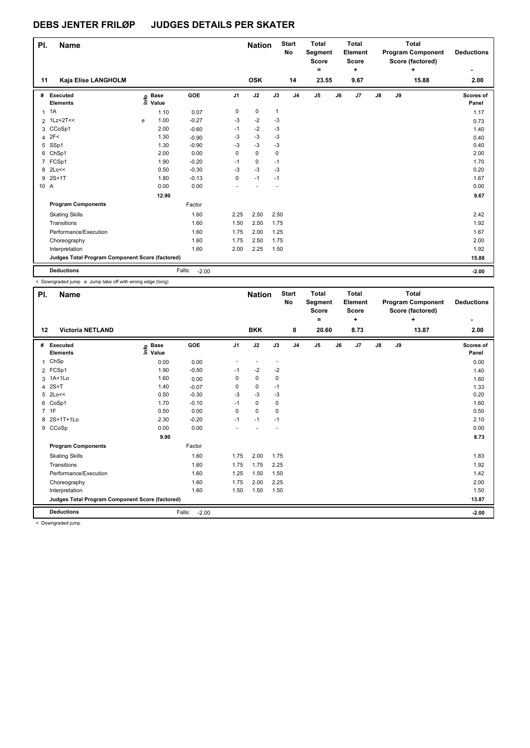# DEBS JENTER FRILØP JUDGES DETAILS PER SKATER

| Pl. | Name | Nation | Start No | Total Segment Score = | Total Element Score + | Total Program Component Score (factored) + | Deductions - |
|---|---|---|---|---|---|---|---|
| 11 | Kaja Elise LANGHOLM | OSK | 14 | 23.55 | 9.67 | 15.88 | 2.00 |

| # | Executed Elements | Info | Base Value | GOE | J1 | J2 | J3 | J4 | J5 | J6 | J7 | J8 | J9 | Scores of Panel |
|---|---|---|---|---|---|---|---|---|---|---|---|---|---|---|
| 1 | 1A | | 1.10 | 0.07 | 0 | 0 | 1 | | | | | | | 1.17 |
| 2 | 1Lz+2T<< | e | 1.00 | -0.27 | -3 | -2 | -3 | | | | | | | 0.73 |
| 3 | CCoSp1 | | 2.00 | -0.60 | -1 | -2 | -3 | | | | | | | 1.40 |
| 4 | 2F< | | 1.30 | -0.90 | -3 | -3 | -3 | | | | | | | 0.40 |
| 5 | SSp1 | | 1.30 | -0.90 | -3 | -3 | -3 | | | | | | | 0.40 |
| 6 | ChSp1 | | 2.00 | 0.00 | 0 | 0 | 0 | | | | | | | 2.00 |
| 7 | FCSp1 | | 1.90 | -0.20 | -1 | 0 | -1 | | | | | | | 1.70 |
| 8 | 2Lo<< | | 0.50 | -0.30 | -3 | -3 | -3 | | | | | | | 0.20 |
| 9 | 2S+1T | | 1.80 | -0.13 | 0 | -1 | -1 | | | | | | | 1.67 |
| 10 | A | | 0.00 | 0.00 | - | - | - | | | | | | | 0.00 |
| | | | 12.90 | | | | | | | | | | | 9.67 |
| | **Program Components** | | | Factor | | | | | | | | | | |
| | Skating Skills | | | 1.60 | 2.25 | 2.50 | 2.50 | | | | | | | 2.42 |
| | Transitions | | | 1.60 | 1.50 | 2.50 | 1.75 | | | | | | | 1.92 |
| | Performance/Execution | | | 1.60 | 1.75 | 2.00 | 1.25 | | | | | | | 1.67 |
| | Choreography | | | 1.60 | 1.75 | 2.50 | 1.75 | | | | | | | 2.00 |
| | Interpretation | | | 1.60 | 2.00 | 2.25 | 1.50 | | | | | | | 1.92 |
| | **Judges Total Program Component Score (factored)** | | | | | | | | | | | | | 15.88 |
| | **Deductions** | | | Falls: -2.00 | | | | | | | | | | -2.00 |

< Downgraded jump e Jump take off with wrong edge (long)

| Pl. | Name | Nation | Start No | Total Segment Score = | Total Element Score + | Total Program Component Score (factored) + | Deductions - |
|---|---|---|---|---|---|---|---|
| 12 | Victoria NETLAND | BKK | 8 | 20.60 | 8.73 | 13.87 | 2.00 |

| # | Executed Elements | Info | Base Value | GOE | J1 | J2 | J3 | J4 | J5 | J6 | J7 | J8 | J9 | Scores of Panel |
|---|---|---|---|---|---|---|---|---|---|---|---|---|---|---|
| 1 | ChSp | | 0.00 | 0.00 | - | - | - | | | | | | | 0.00 |
| 2 | FCSp1 | | 1.90 | -0.50 | -1 | -2 | -2 | | | | | | | 1.40 |
| 3 | 1A+1Lo | | 1.60 | 0.00 | 0 | 0 | 0 | | | | | | | 1.60 |
| 4 | 2S+T | | 1.40 | -0.07 | 0 | 0 | -1 | | | | | | | 1.33 |
| 5 | 2Lo<< | | 0.50 | -0.30 | -3 | -3 | -3 | | | | | | | 0.20 |
| 6 | CoSp1 | | 1.70 | -0.10 | -1 | 0 | 0 | | | | | | | 1.60 |
| 7 | 1F | | 0.50 | 0.00 | 0 | 0 | 0 | | | | | | | 0.50 |
| 8 | 2S+1T+1Lo | | 2.30 | -0.20 | -1 | -1 | -1 | | | | | | | 2.10 |
| 9 | CCoSp | | 0.00 | 0.00 | - | - | - | | | | | | | 0.00 |
| | | | 9.90 | | | | | | | | | | | 8.73 |
| | **Program Components** | | | Factor | | | | | | | | | | |
| | Skating Skills | | | 1.60 | 1.75 | 2.00 | 1.75 | | | | | | | 1.83 |
| | Transitions | | | 1.60 | 1.75 | 1.75 | 2.25 | | | | | | | 1.92 |
| | Performance/Execution | | | 1.60 | 1.25 | 1.50 | 1.50 | | | | | | | 1.42 |
| | Choreography | | | 1.60 | 1.75 | 2.00 | 2.25 | | | | | | | 2.00 |
| | Interpretation | | | 1.60 | 1.50 | 1.50 | 1.50 | | | | | | | 1.50 |
| | **Judges Total Program Component Score (factored)** | | | | | | | | | | | | | 13.87 |
| | **Deductions** | | | Falls: -2.00 | | | | | | | | | | -2.00 |

< Downgraded jump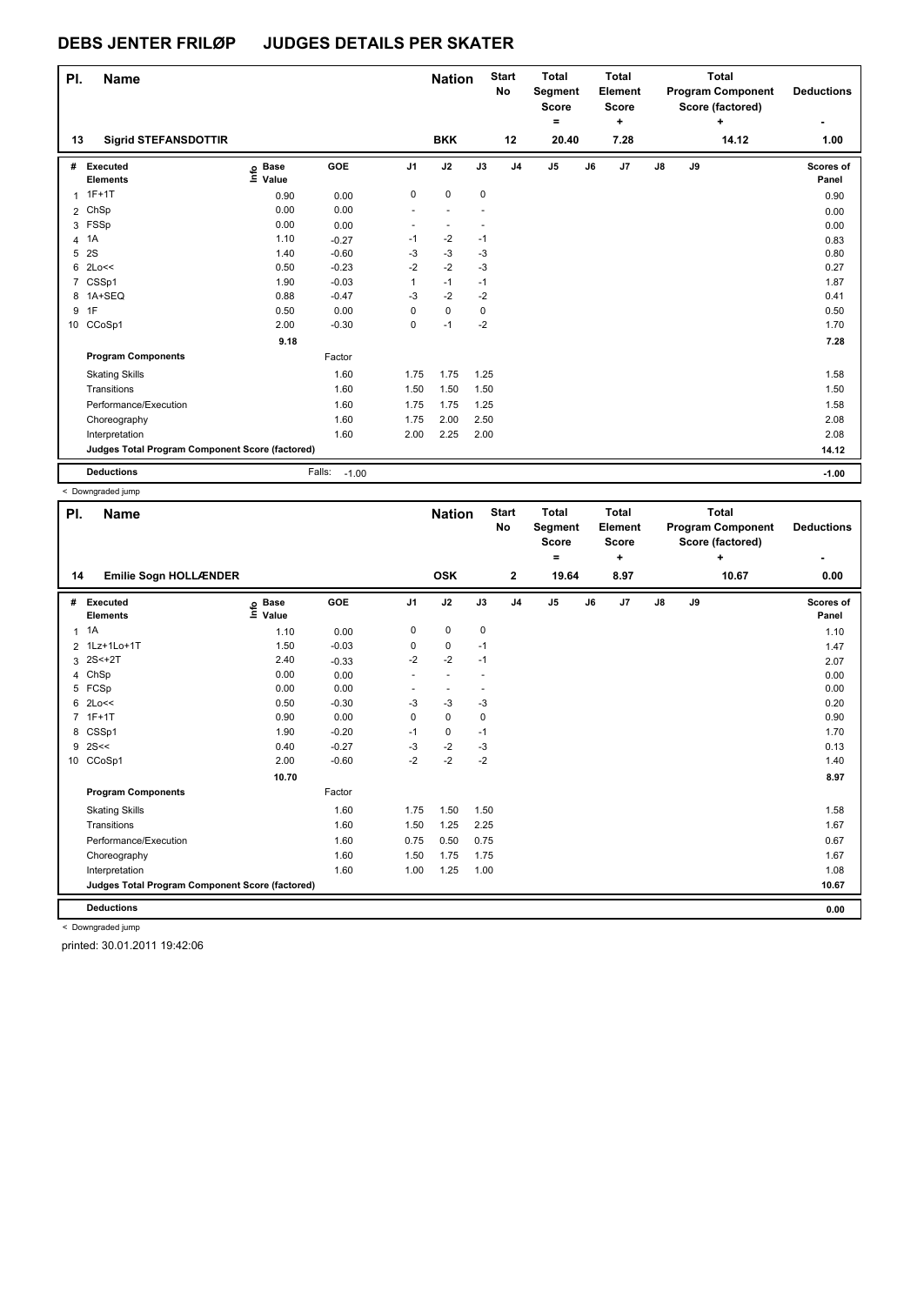# DEBS JENTER FRILØP JUDGES DETAILS PER SKATER

| Pl. | Name | Nation | Start No | Total Segment Score = | Total Element Score + | Total Program Component Score (factored) + | Deductions - |
|---|---|---|---|---|---|---|---|
| 13 | Sigrid STEFANSDOTTIR | BKK | 12 | 20.40 | 7.28 | 14.12 | 1.00 |

| # | Executed Elements | Info | Base Value | GOE | J1 | J2 | J3 | J4 | J5 | J6 | J7 | J8 | J9 | Scores of Panel |
|---|---|---|---|---|---|---|---|---|---|---|---|---|---|---|
| 1 | 1F+1T | | 0.90 | 0.00 | 0 | 0 | 0 | | | | | | | 0.90 |
| 2 | ChSp | | 0.00 | 0.00 | - | - | - | | | | | | | 0.00 |
| 3 | FSSp | | 0.00 | 0.00 | - | - | - | | | | | | | 0.00 |
| 4 | 1A | | 1.10 | -0.27 | -1 | -2 | -1 | | | | | | | 0.83 |
| 5 | 2S | | 1.40 | -0.60 | -3 | -3 | -3 | | | | | | | 0.80 |
| 6 | 2Lo<< | | 0.50 | -0.23 | -2 | -2 | -3 | | | | | | | 0.27 |
| 7 | CSSp1 | | 1.90 | -0.03 | 1 | -1 | -1 | | | | | | | 1.87 |
| 8 | 1A+SEQ | | 0.88 | -0.47 | -3 | -2 | -2 | | | | | | | 0.41 |
| 9 | 1F | | 0.50 | 0.00 | 0 | 0 | 0 | | | | | | | 0.50 |
| 10 | CCoSp1 | | 2.00 | -0.30 | 0 | -1 | -2 | | | | | | | 1.70 |
| | | | 9.18 | | | | | | | | | | | 7.28 |
| | **Program Components** | | | Factor | | | | | | | | | | |
| | Skating Skills | | | 1.60 | 1.75 | 1.75 | 1.25 | | | | | | | 1.58 |
| | Transitions | | | 1.60 | 1.50 | 1.50 | 1.50 | | | | | | | 1.50 |
| | Performance/Execution | | | 1.60 | 1.75 | 1.75 | 1.25 | | | | | | | 1.58 |
| | Choreography | | | 1.60 | 1.75 | 2.00 | 2.50 | | | | | | | 2.08 |
| | Interpretation | | | 1.60 | 2.00 | 2.25 | 2.00 | | | | | | | 2.08 |
| | **Judges Total Program Component Score (factored)** | | | | | | | | | | | | | 14.12 |
| | **Deductions** | | | Falls: -1.00 | | | | | | | | | | -1.00 |

< Downgraded jump

| Pl. | Name | Nation | Start No | Total Segment Score = | Total Element Score + | Total Program Component Score (factored) + | Deductions - |
|---|---|---|---|---|---|---|---|
| 14 | Emilie Sogn HOLLÆNDER | OSK | 2 | 19.64 | 8.97 | 10.67 | 0.00 |

| # | Executed Elements | Info | Base Value | GOE | J1 | J2 | J3 | J4 | J5 | J6 | J7 | J8 | J9 | Scores of Panel |
|---|---|---|---|---|---|---|---|---|---|---|---|---|---|---|
| 1 | 1A | | 1.10 | 0.00 | 0 | 0 | 0 | | | | | | | 1.10 |
| 2 | 1Lz+1Lo+1T | | 1.50 | -0.03 | 0 | 0 | -1 | | | | | | | 1.47 |
| 3 | 2S<+2T | | 2.40 | -0.33 | -2 | -2 | -1 | | | | | | | 2.07 |
| 4 | ChSp | | 0.00 | 0.00 | - | - | - | | | | | | | 0.00 |
| 5 | FCSp | | 0.00 | 0.00 | - | - | - | | | | | | | 0.00 |
| 6 | 2Lo<< | | 0.50 | -0.30 | -3 | -3 | -3 | | | | | | | 0.20 |
| 7 | 1F+1T | | 0.90 | 0.00 | 0 | 0 | 0 | | | | | | | 0.90 |
| 8 | CSSp1 | | 1.90 | -0.20 | -1 | 0 | -1 | | | | | | | 1.70 |
| 9 | 2S<< | | 0.40 | -0.27 | -3 | -2 | -3 | | | | | | | 0.13 |
| 10 | CCoSp1 | | 2.00 | -0.60 | -2 | -2 | -2 | | | | | | | 1.40 |
| | | | 10.70 | | | | | | | | | | | 8.97 |
| | **Program Components** | | | Factor | | | | | | | | | | |
| | Skating Skills | | | 1.60 | 1.75 | 1.50 | 1.50 | | | | | | | 1.58 |
| | Transitions | | | 1.60 | 1.50 | 1.25 | 2.25 | | | | | | | 1.67 |
| | Performance/Execution | | | 1.60 | 0.75 | 0.50 | 0.75 | | | | | | | 0.67 |
| | Choreography | | | 1.60 | 1.50 | 1.75 | 1.75 | | | | | | | 1.67 |
| | Interpretation | | | 1.60 | 1.00 | 1.25 | 1.00 | | | | | | | 1.08 |
| | **Judges Total Program Component Score (factored)** | | | | | | | | | | | | | 10.67 |
| | **Deductions** | | | | | | | | | | | | | 0.00 |

< Downgraded jump

printed: 30.01.2011 19:42:06